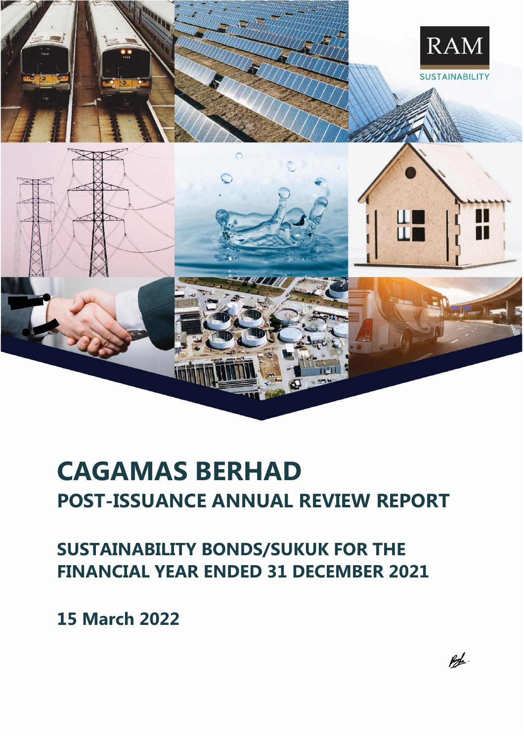RAM

SUSTAINABILITY

# CAGAMAS BERHAD

## POST-ISSUANCE ANNUAL REVIEW REPORT

## SUSTAINABILITY BONDS/SUKUK FOR THE FINANCIAL YEAR ENDED 31 DECEMBER 2021

**15 March 2022**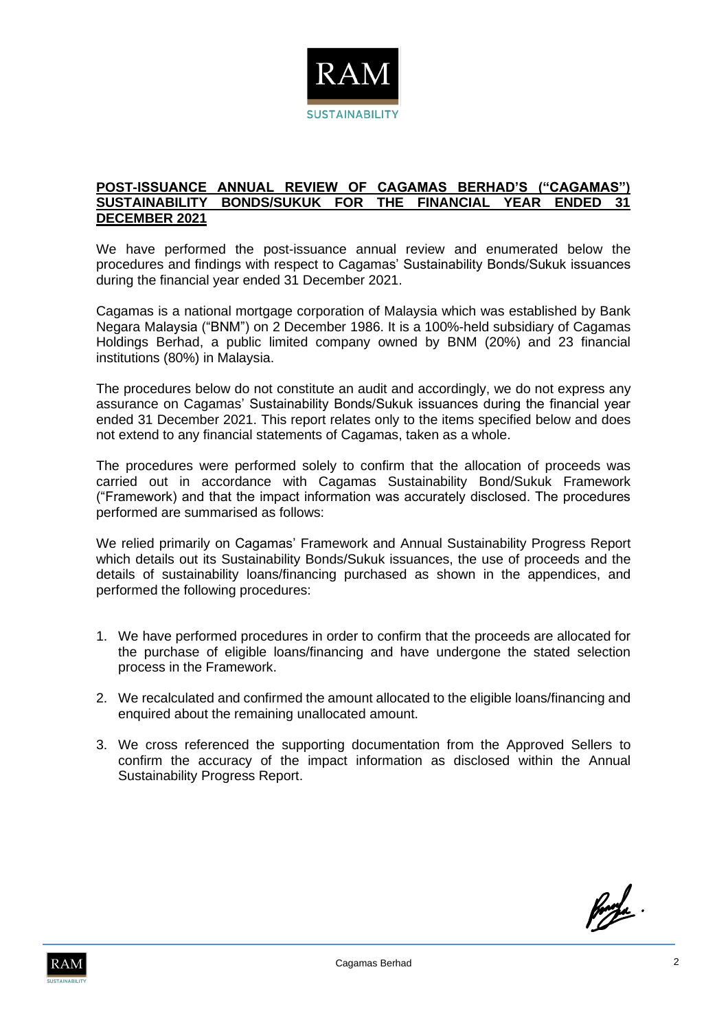**POST-ISSUANCE ANNUAL REVIEW OF CAGAMAS BERHAD'S ("CAGAMAS") SUSTAINABILITY BONDS/SUKUK FOR THE FINANCIAL YEAR ENDED 31 DECEMBER 2021**

We have performed the post-issuance annual review and enumerated below the procedures and findings with respect to Cagamas' Sustainability Bonds/Sukuk issuances during the financial year ended 31 December 2021.

Cagamas is a national mortgage corporation of Malaysia which was established by Bank Negara Malaysia ("BNM") on 2 December 1986. It is a 100%-held subsidiary of Cagamas Holdings Berhad, a public limited company owned by BNM (20%) and 23 financial institutions (80%) in Malaysia.

The procedures below do not constitute an audit and accordingly, we do not express any assurance on Cagamas' Sustainability Bonds/Sukuk issuances during the financial year ended 31 December 2021. This report relates only to the items specified below and does not extend to any financial statements of Cagamas, taken as a whole.

The procedures were performed solely to confirm that the allocation of proceeds was carried out in accordance with Cagamas Sustainability Bond/Sukuk Framework ("Framework) and that the impact information was accurately disclosed. The procedures performed are summarised as follows:

We relied primarily on Cagamas' Framework and Annual Sustainability Progress Report which details out its Sustainability Bonds/Sukuk issuances, the use of proceeds and the details of sustainability loans/financing purchased as shown in the appendices, and performed the following procedures:

1. We have performed procedures in order to confirm that the proceeds are allocated for the purchase of eligible loans/financing and have undergone the stated selection process in the Framework.
2. We recalculated and confirmed the amount allocated to the eligible loans/financing and enquired about the remaining unallocated amount.
3. We cross referenced the supporting documentation from the Approved Sellers to confirm the accuracy of the impact information as disclosed within the Annual Sustainability Progress Report.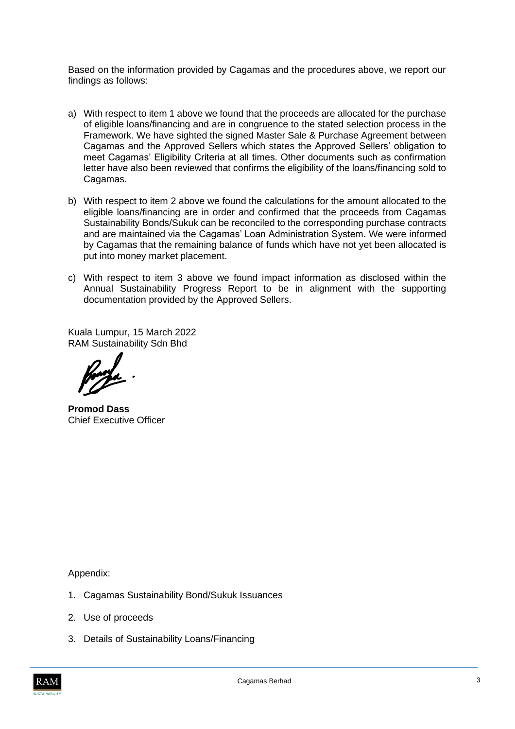Based on the information provided by Cagamas and the procedures above, we report our findings as follows:

a) With respect to item 1 above we found that the proceeds are allocated for the purchase of eligible loans/financing and are in congruence to the stated selection process in the Framework. We have sighted the signed Master Sale & Purchase Agreement between Cagamas and the Approved Sellers which states the Approved Sellers' obligation to meet Cagamas' Eligibility Criteria at all times. Other documents such as confirmation letter have also been reviewed that confirms the eligibility of the loans/financing sold to Cagamas.

b) With respect to item 2 above we found the calculations for the amount allocated to the eligible loans/financing are in order and confirmed that the proceeds from Cagamas Sustainability Bonds/Sukuk can be reconciled to the corresponding purchase contracts and are maintained via the Cagamas' Loan Administration System. We were informed by Cagamas that the remaining balance of funds which have not yet been allocated is put into money market placement.

c) With respect to item 3 above we found impact information as disclosed within the Annual Sustainability Progress Report to be in alignment with the supporting documentation provided by the Approved Sellers.

Kuala Lumpur, 15 March 2022
RAM Sustainability Sdn Bhd

**Promod Dass**
Chief Executive Officer

Appendix:

1. Cagamas Sustainability Bond/Sukuk Issuances
2. Use of proceeds
3. Details of Sustainability Loans/Financing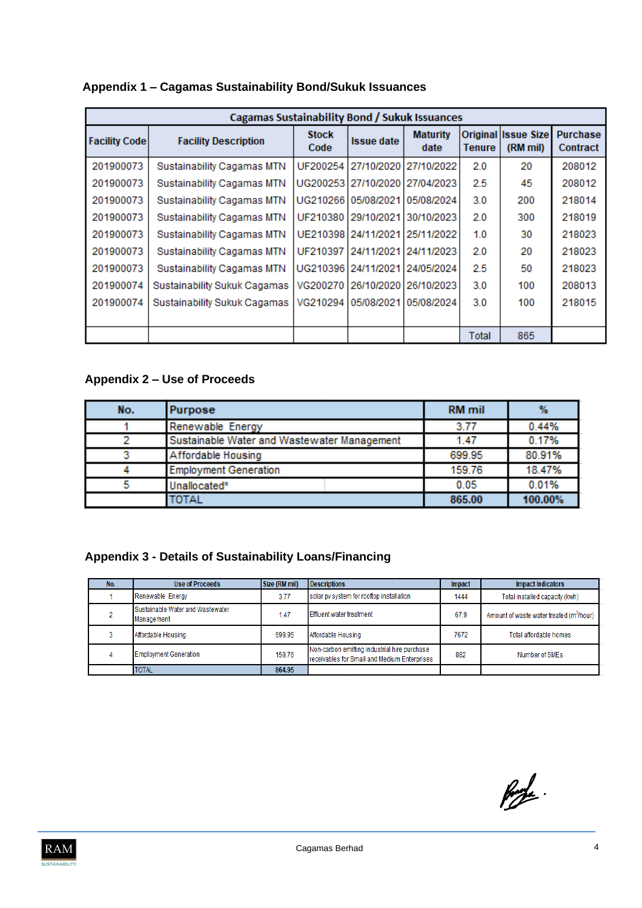## Appendix 1 – Cagamas Sustainability Bond/Sukuk Issuances

| Cagamas Sustainability Bond / Sukuk Issuances | | | | | | | |
|---|---|---|---|---|---|---|---|
| Facility Code | Facility Description | Stock Code | Issue date | Maturity date | Original Tenure | Issue Size (RM mil) | Purchase Contract |
| 201900073 | Sustainability Cagamas MTN | UF200254 | 27/10/2020 | 27/10/2022 | 2.0 | 20 | 208012 |
| 201900073 | Sustainability Cagamas MTN | UG200253 | 27/10/2020 | 27/04/2023 | 2.5 | 45 | 208012 |
| 201900073 | Sustainability Cagamas MTN | UG210266 | 05/08/2021 | 05/08/2024 | 3.0 | 200 | 218014 |
| 201900073 | Sustainability Cagamas MTN | UF210380 | 29/10/2021 | 30/10/2023 | 2.0 | 300 | 218019 |
| 201900073 | Sustainability Cagamas MTN | UE210398 | 24/11/2021 | 25/11/2022 | 1.0 | 30 | 218023 |
| 201900073 | Sustainability Cagamas MTN | UF210397 | 24/11/2021 | 24/11/2023 | 2.0 | 20 | 218023 |
| 201900073 | Sustainability Cagamas MTN | UG210396 | 24/11/2021 | 24/05/2024 | 2.5 | 50 | 218023 |
| 201900074 | Sustainability Sukuk Cagamas | VG200270 | 26/10/2020 | 26/10/2023 | 3.0 | 100 | 208013 |
| 201900074 | Sustainability Sukuk Cagamas | VG210294 | 05/08/2021 | 05/08/2024 | 3.0 | 100 | 218015 |
| | | | | | Total | 865 | |

## Appendix 2 – Use of Proceeds

| No. | Purpose | RM mil | % |
|---|---|---|---|
| 1 | Renewable Energy | 3.77 | 0.44% |
| 2 | Sustainable Water and Wastewater Management | 1.47 | 0.17% |
| 3 | Affordable Housing | 699.95 | 80.91% |
| 4 | Employment Generation | 159.76 | 18.47% |
| 5 | Unallocated* | 0.05 | 0.01% |
| | TOTAL | 865.00 | 100.00% |

## Appendix 3 - Details of Sustainability Loans/Financing

| No. | Use of Proceeds | Size (RM mil) | Descriptions | Impact | Impact Indicators |
|---|---|---|---|---|---|
| 1 | Renewable Energy | 3.77 | solar pv system for rooftop installation | 1444 | Total installed capacity (kwh) |
| 2 | Sustainable Water and Wastewater Management | 1.47 | Effluent water treatment | 67.9 | Amount of waste water treated ($m^3$/hour) |
| 3 | Affordable Housing | 699.95 | Affordable Housing | 7672 | Total affordable homes |
| 4 | Employment Generation | 159.76 | Non-carbon emitting industrial hire purchase receivables for Small and Medium Enterprises | 882 | Number of SMEs |
| | TOTAL | 864.95 | | | |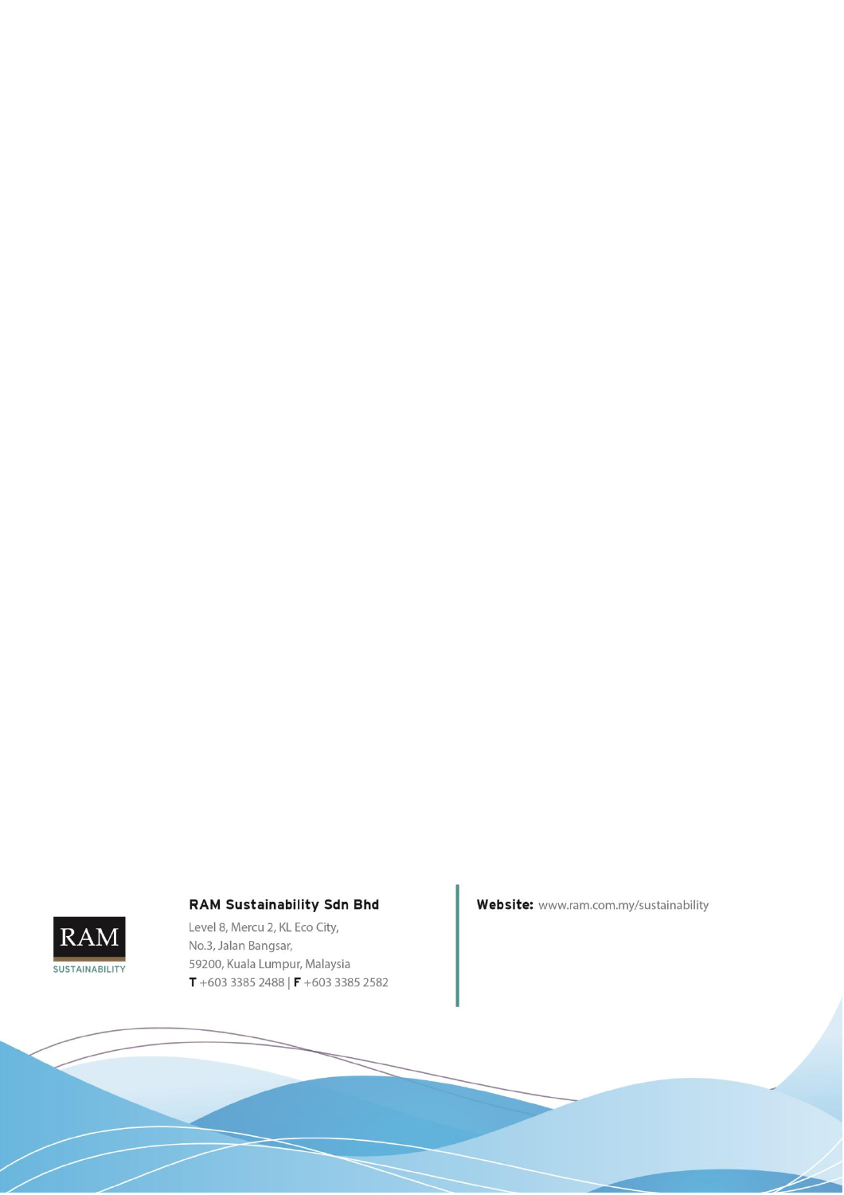RAM SUSTAINABILITY

**RAM Sustainability Sdn Bhd**

Level 8, Mercu 2, KL Eco City,
No.3, Jalan Bangsar,
59200, Kuala Lumpur, Malaysia
**T** +603 3385 2488 | **F** +603 3385 2582

**Website:** www.ram.com.my/sustainability